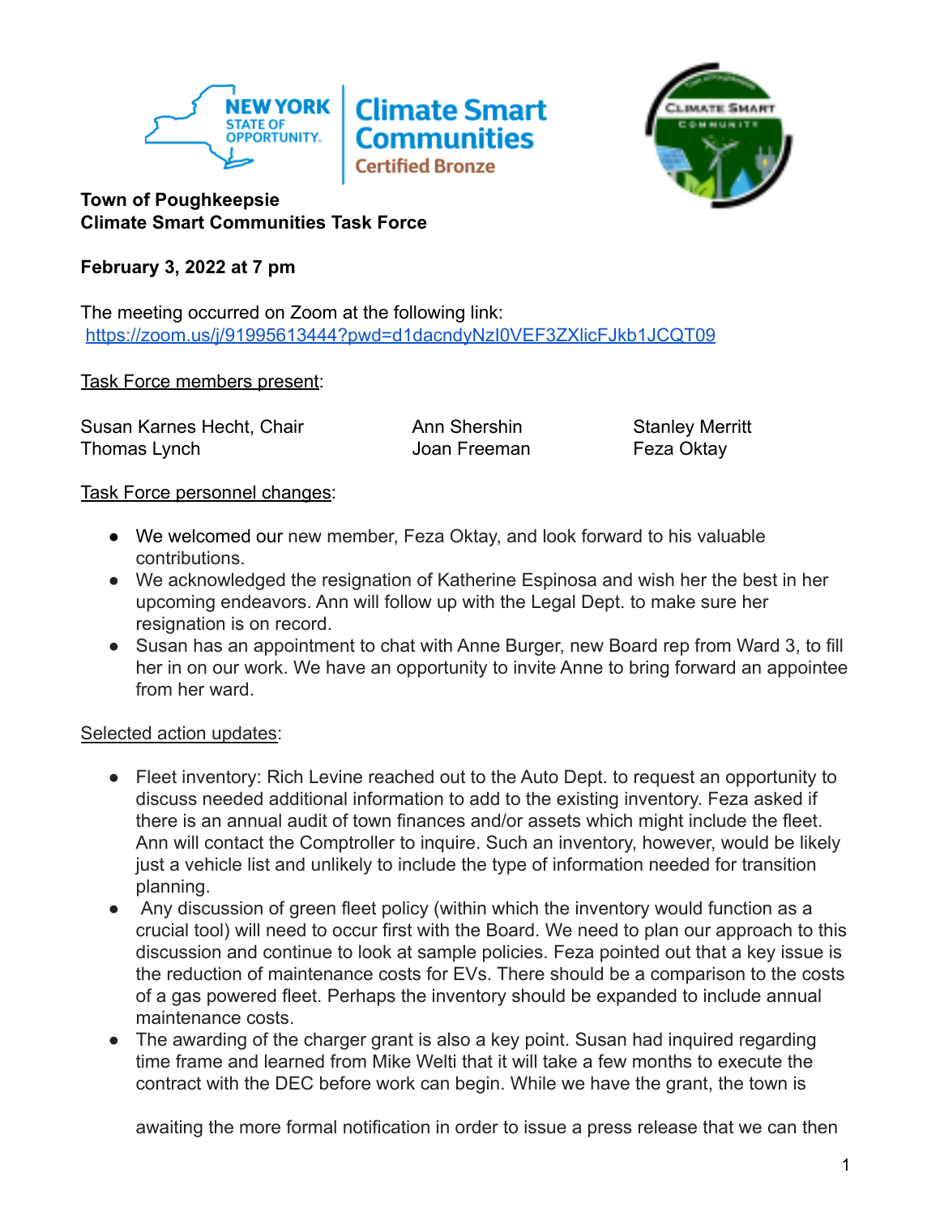**Town of Poughkeepsie**
**Climate Smart Communities Task Force**

**February 3, 2022 at 7 pm**

The meeting occurred on Zoom at the following link:
https://zoom.us/j/91995613444?pwd=d1dacndyNzI0VEF3ZXlicFJkb1JCQT09

Task Force members present:

Susan Karnes Hecht, Chair
Thomas Lynch
Ann Shershin
Joan Freeman
Stanley Merritt
Feza Oktay

Task Force personnel changes:

- We welcomed our new member, Feza Oktay, and look forward to his valuable contributions.
- We acknowledged the resignation of Katherine Espinosa and wish her the best in her upcoming endeavors. Ann will follow up with the Legal Dept. to make sure her resignation is on record.
- Susan has an appointment to chat with Anne Burger, new Board rep from Ward 3, to fill her in on our work. We have an opportunity to invite Anne to bring forward an appointee from her ward.

Selected action updates:

- Fleet inventory: Rich Levine reached out to the Auto Dept. to request an opportunity to discuss needed additional information to add to the existing inventory. Feza asked if there is an annual audit of town finances and/or assets which might include the fleet. Ann will contact the Comptroller to inquire. Such an inventory, however, would be likely just a vehicle list and unlikely to include the type of information needed for transition planning.
- Any discussion of green fleet policy (within which the inventory would function as a crucial tool) will need to occur first with the Board. We need to plan our approach to this discussion and continue to look at sample policies. Feza pointed out that a key issue is the reduction of maintenance costs for EVs. There should be a comparison to the costs of a gas powered fleet. Perhaps the inventory should be expanded to include annual maintenance costs.
- The awarding of the charger grant is also a key point. Susan had inquired regarding time frame and learned from Mike Welti that it will take a few months to execute the contract with the DEC before work can begin. While we have the grant, the town is awaiting the more formal notification in order to issue a press release that we can then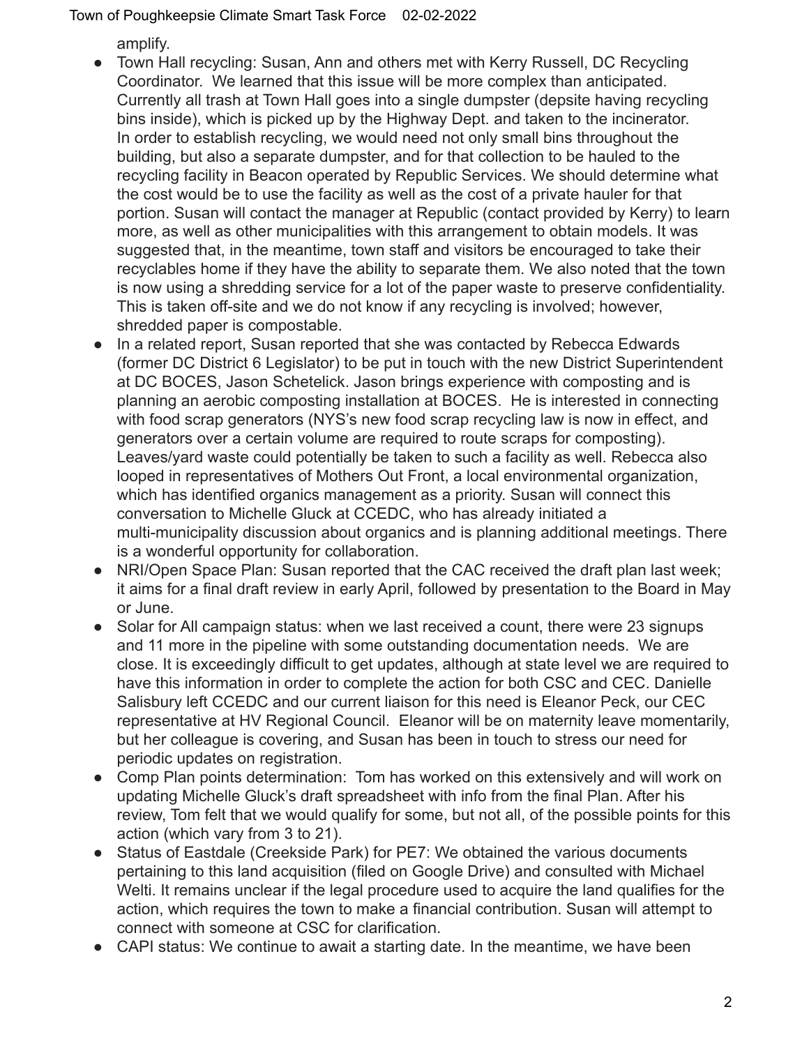amplify.

- Town Hall recycling: Susan, Ann and others met with Kerry Russell, DC Recycling Coordinator. We learned that this issue will be more complex than anticipated. Currently all trash at Town Hall goes into a single dumpster (depsite having recycling bins inside), which is picked up by the Highway Dept. and taken to the incinerator. In order to establish recycling, we would need not only small bins throughout the building, but also a separate dumpster, and for that collection to be hauled to the recycling facility in Beacon operated by Republic Services. We should determine what the cost would be to use the facility as well as the cost of a private hauler for that portion. Susan will contact the manager at Republic (contact provided by Kerry) to learn more, as well as other municipalities with this arrangement to obtain models. It was suggested that, in the meantime, town staff and visitors be encouraged to take their recyclables home if they have the ability to separate them. We also noted that the town is now using a shredding service for a lot of the paper waste to preserve confidentiality. This is taken off-site and we do not know if any recycling is involved; however, shredded paper is compostable.
- In a related report, Susan reported that she was contacted by Rebecca Edwards (former DC District 6 Legislator) to be put in touch with the new District Superintendent at DC BOCES, Jason Schetelick. Jason brings experience with composting and is planning an aerobic composting installation at BOCES. He is interested in connecting with food scrap generators (NYS's new food scrap recycling law is now in effect, and generators over a certain volume are required to route scraps for composting). Leaves/yard waste could potentially be taken to such a facility as well. Rebecca also looped in representatives of Mothers Out Front, a local environmental organization, which has identified organics management as a priority. Susan will connect this conversation to Michelle Gluck at CCEDC, who has already initiated a multi-municipality discussion about organics and is planning additional meetings. There is a wonderful opportunity for collaboration.
- NRI/Open Space Plan: Susan reported that the CAC received the draft plan last week; it aims for a final draft review in early April, followed by presentation to the Board in May or June.
- Solar for All campaign status: when we last received a count, there were 23 signups and 11 more in the pipeline with some outstanding documentation needs. We are close. It is exceedingly difficult to get updates, although at state level we are required to have this information in order to complete the action for both CSC and CEC. Danielle Salisbury left CCEDC and our current liaison for this need is Eleanor Peck, our CEC representative at HV Regional Council. Eleanor will be on maternity leave momentarily, but her colleague is covering, and Susan has been in touch to stress our need for periodic updates on registration.
- Comp Plan points determination: Tom has worked on this extensively and will work on updating Michelle Gluck's draft spreadsheet with info from the final Plan. After his review, Tom felt that we would qualify for some, but not all, of the possible points for this action (which vary from 3 to 21).
- Status of Eastdale (Creekside Park) for PE7: We obtained the various documents pertaining to this land acquisition (filed on Google Drive) and consulted with Michael Welti. It remains unclear if the legal procedure used to acquire the land qualifies for the action, which requires the town to make a financial contribution. Susan will attempt to connect with someone at CSC for clarification.
- CAPI status: We continue to await a starting date. In the meantime, we have been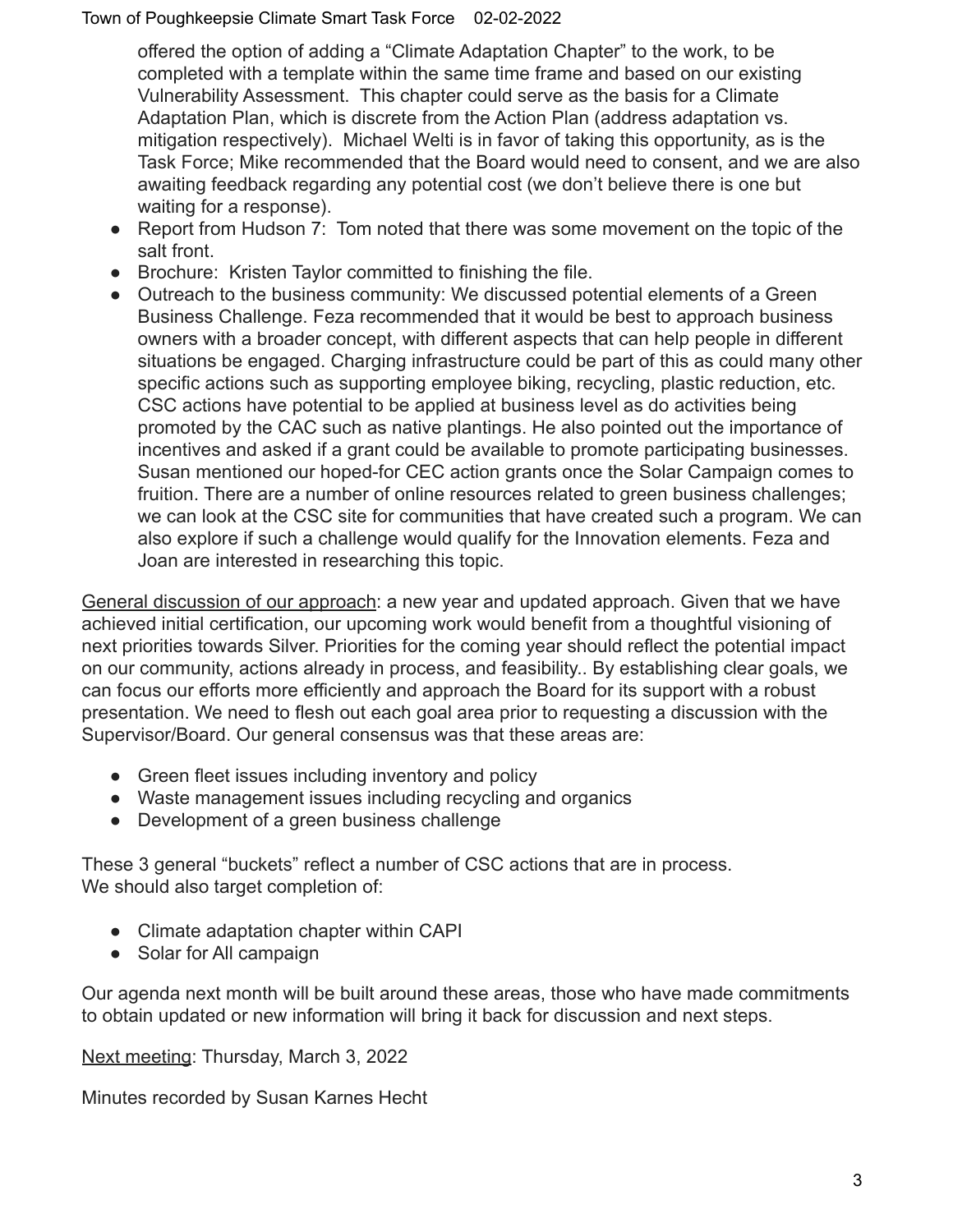offered the option of adding a "Climate Adaptation Chapter" to the work, to be completed with a template within the same time frame and based on our existing Vulnerability Assessment. This chapter could serve as the basis for a Climate Adaptation Plan, which is discrete from the Action Plan (address adaptation vs. mitigation respectively). Michael Welti is in favor of taking this opportunity, as is the Task Force; Mike recommended that the Board would need to consent, and we are also awaiting feedback regarding any potential cost (we don't believe there is one but waiting for a response).

- Report from Hudson 7: Tom noted that there was some movement on the topic of the salt front.
- Brochure: Kristen Taylor committed to finishing the file.
- Outreach to the business community: We discussed potential elements of a Green Business Challenge. Feza recommended that it would be best to approach business owners with a broader concept, with different aspects that can help people in different situations be engaged. Charging infrastructure could be part of this as could many other specific actions such as supporting employee biking, recycling, plastic reduction, etc. CSC actions have potential to be applied at business level as do activities being promoted by the CAC such as native plantings. He also pointed out the importance of incentives and asked if a grant could be available to promote participating businesses. Susan mentioned our hoped-for CEC action grants once the Solar Campaign comes to fruition. There are a number of online resources related to green business challenges; we can look at the CSC site for communities that have created such a program. We can also explore if such a challenge would qualify for the Innovation elements. Feza and Joan are interested in researching this topic.

General discussion of our approach: a new year and updated approach. Given that we have achieved initial certification, our upcoming work would benefit from a thoughtful visioning of next priorities towards Silver. Priorities for the coming year should reflect the potential impact on our community, actions already in process, and feasibility.. By establishing clear goals, we can focus our efforts more efficiently and approach the Board for its support with a robust presentation. We need to flesh out each goal area prior to requesting a discussion with the Supervisor/Board. Our general consensus was that these areas are:

- Green fleet issues including inventory and policy
- Waste management issues including recycling and organics
- Development of a green business challenge

These 3 general "buckets" reflect a number of CSC actions that are in process.
We should also target completion of:

- Climate adaptation chapter within CAPI
- Solar for All campaign

Our agenda next month will be built around these areas, those who have made commitments to obtain updated or new information will bring it back for discussion and next steps.

Next meeting: Thursday, March 3, 2022

Minutes recorded by Susan Karnes Hecht